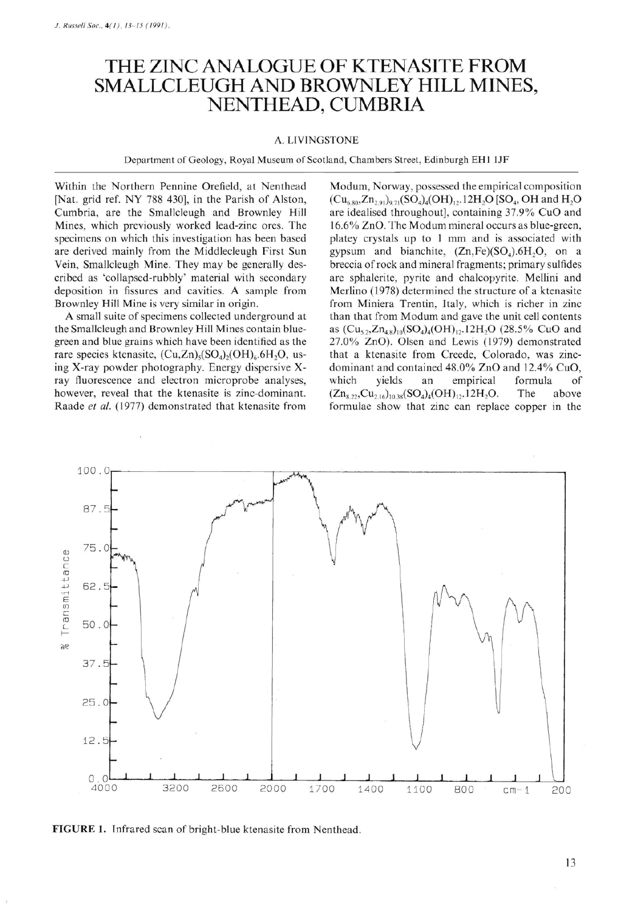# THE ZINC ANALOGUE OF KTENASITE FROM SMALLCLEUGH AND BROWNLEY HILL MINES, NENTHEAD, CUMBRIA

A. LIVINGSTONE

Department of Geology, Royal Museum of Scotland, Chambers Street, Edinburgh EH1 1JF

Within the Northern Pennine Orefield, at Nenthead [Nat. grid ref. NY 788 430], in the Parish of Alston, Cumbria, are the Smallcleugh and Brownley Hill Mines, which previously worked lead-zinc ores. The specimens on which this investigation has been based are derived mainly from the Middlecleugh First Sun Vein, Smallcleugh Mine. They may be generally described as 'collapsed-rubbly' material with secondary deposition in fissures and cavities. A sample from Brownley Hill Mine is very similar in origin.

A small suite of specimens collected underground at the Smallcleugh and Brownley Hill Mines contain blue-green and blue grains which have been identified as the rare species ktenasite, $(Cu,Zn)_5(SO_4)_2(OH)_6.6H_2O$, using X-ray powder photography. Energy dispersive X-ray fluorescence and electron microprobe analyses, however, reveal that the ktenasite is zinc-dominant. Raade *et al.* (1977) demonstrated that ktenasite from Modum, Norway, possessed the empirical composition $(Cu_{6.80},Zn_{2.91})_{9.71}(SO_4)_4(OH)_{12}.12H_2O$ [$SO_4$, OH and $H_2O$ are idealised throughout], containing 37.9% CuO and 16.6% ZnO. The Modum mineral occurs as blue-green, platey crystals up to 1 mm and is associated with gypsum and bianchite, $(Zn,Fe)(SO_4).6H_2O$, on a breccia of rock and mineral fragments; primary sulfides are sphalerite, pyrite and chalcopyrite. Mellini and Merlino (1978) determined the structure of a ktenasite from Miniera Trentin, Italy, which is richer in zinc than that from Modum and gave the unit cell contents as $(Cu_{5.2},Zn_{4.8})_{10}(SO_4)_4(OH)_{12}.12H_2O$ (28.5% CuO and 27.0% ZnO). Olsen and Lewis (1979) demonstrated that a ktenasite from Creede, Colorado, was zinc-dominant and contained 48.0% ZnO and 12.4% CuO, which yields an empirical formula of $(Zn_{8.22},Cu_{2.16})_{10.38}(SO_4)_4(OH)_{12}.12H_2O$. The above formulae show that zinc can replace copper in the

**FIGURE 1.** Infrared scan of bright-blue ktenasite from Nenthead.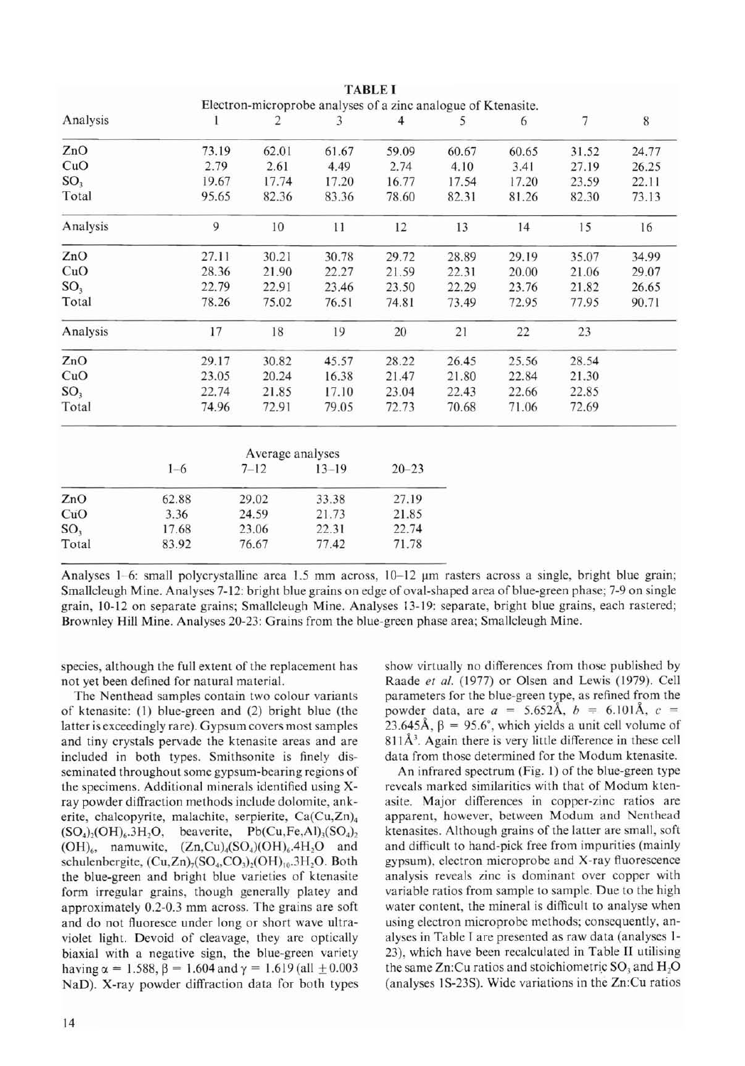**TABLE I**

Electron-microprobe analyses of a zinc analogue of Ktenasite.

| Analysis | 1 | 2 | 3 | 4 | 5 | 6 | 7 | 8 |
|---|---|---|---|---|---|---|---|---|
| ZnO | 73.19 | 62.01 | 61.67 | 59.09 | 60.67 | 60.65 | 31.52 | 24.77 |
| CuO | 2.79 | 2.61 | 4.49 | 2.74 | 4.10 | 3.41 | 27.19 | 26.25 |
| $SO_3$ | 19.67 | 17.74 | 17.20 | 16.77 | 17.54 | 17.20 | 23.59 | 22.11 |
| Total | 95.65 | 82.36 | 83.36 | 78.60 | 82.31 | 81.26 | 82.30 | 73.13 |

| Analysis | 9 | 10 | 11 | 12 | 13 | 14 | 15 | 16 |
|---|---|---|---|---|---|---|---|---|
| ZnO | 27.11 | 30.21 | 30.78 | 29.72 | 28.89 | 29.19 | 35.07 | 34.99 |
| CuO | 28.36 | 21.90 | 22.27 | 21.59 | 22.31 | 20.00 | 21.06 | 29.07 |
| $SO_3$ | 22.79 | 22.91 | 23.46 | 23.50 | 22.29 | 23.76 | 21.82 | 26.65 |
| Total | 78.26 | 75.02 | 76.51 | 74.81 | 73.49 | 72.95 | 77.95 | 90.71 |

| Analysis | 17 | 18 | 19 | 20 | 21 | 22 | 23 |
|---|---|---|---|---|---|---|---|
| ZnO | 29.17 | 30.82 | 45.57 | 28.22 | 26.45 | 25.56 | 28.54 |
| CuO | 23.05 | 20.24 | 16.38 | 21.47 | 21.80 | 22.84 | 21.30 |
| $SO_3$ | 22.74 | 21.85 | 17.10 | 23.04 | 22.43 | 22.66 | 22.85 |
| Total | 74.96 | 72.91 | 79.05 | 72.73 | 70.68 | 71.06 | 72.69 |

Average analyses

| | 1–6 | 7–12 | 13–19 | 20–23 |
|---|---|---|---|---|
| ZnO | 62.88 | 29.02 | 33.38 | 27.19 |
| CuO | 3.36 | 24.59 | 21.73 | 21.85 |
| $SO_3$ | 17.68 | 23.06 | 22.31 | 22.74 |
| Total | 83.92 | 76.67 | 77.42 | 71.78 |

Analyses 1–6: small polycrystalline area 1.5 mm across, 10–12 μm rasters across a single, bright blue grain; Smallcleugh Mine. Analyses 7-12: bright blue grains on edge of oval-shaped area of blue-green phase; 7-9 on single grain, 10-12 on separate grains; Smallcleugh Mine. Analyses 13-19: separate, bright blue grains, each rastered; Brownley Hill Mine. Analyses 20-23: Grains from the blue-green phase area; Smallcleugh Mine.

species, although the full extent of the replacement has not yet been defined for natural material.

The Nenthead samples contain two colour variants of ktenasite: (1) blue-green and (2) bright blue (the latter is exceedingly rare). Gypsum covers most samples and tiny crystals pervade the ktenasite areas and are included in both types. Smithsonite is finely disseminated throughout some gypsum-bearing regions of the specimens. Additional minerals identified using X-ray powder diffraction methods include dolomite, ankerite, chalcopyrite, malachite, serpierite, $Ca(Cu,Zn)_4(SO_4)_2(OH)_6.3H_2O$, beaverite, $Pb(Cu,Fe,Al)_3(SO_4)_2(OH)_6$, namuwite, $(Zn,Cu)_4(SO_4)(OH)_6.4H_2O$ and schulenbergite, $(Cu,Zn)_7(SO_4,CO_3)_2(OH)_{10}.3H_2O$. Both the blue-green and bright blue varieties of ktenasite form irregular grains, though generally platey and approximately 0.2-0.3 mm across. The grains are soft and do not fluoresce under long or short wave ultraviolet light. Devoid of cleavage, they are optically biaxial with a negative sign, the blue-green variety having $\alpha = 1.588$, $\beta = 1.604$ and $\gamma = 1.619$ (all $\pm 0.003$ NaD). X-ray powder diffraction data for both types show virtually no differences from those published by Raade *et al.* (1977) or Olsen and Lewis (1979). Cell parameters for the blue-green type, as refined from the powder data, are $a = 5.652$Å, $b = 6.101$Å, $c = 23.645$Å, $\beta = 95.6°$, which yields a unit cell volume of 811Å$^3$. Again there is very little difference in these cell data from those determined for the Modum ktenasite.

An infrared spectrum (Fig. 1) of the blue-green type reveals marked similarities with that of Modum ktenasite. Major differences in copper-zinc ratios are apparent, however, between Modum and Nenthead ktenasites. Although grains of the latter are small, soft and difficult to hand-pick free from impurities (mainly gypsum), electron microprobe and X-ray fluorescence analysis reveals zinc is dominant over copper with variable ratios from sample to sample. Due to the high water content, the mineral is difficult to analyse when using electron microprobe methods; consequently, analyses in Table I are presented as raw data (analyses 1-23), which have been recalculated in Table II utilising the same Zn:Cu ratios and stoichiometric $SO_3$ and $H_2O$ (analyses 1S-23S). Wide variations in the Zn:Cu ratios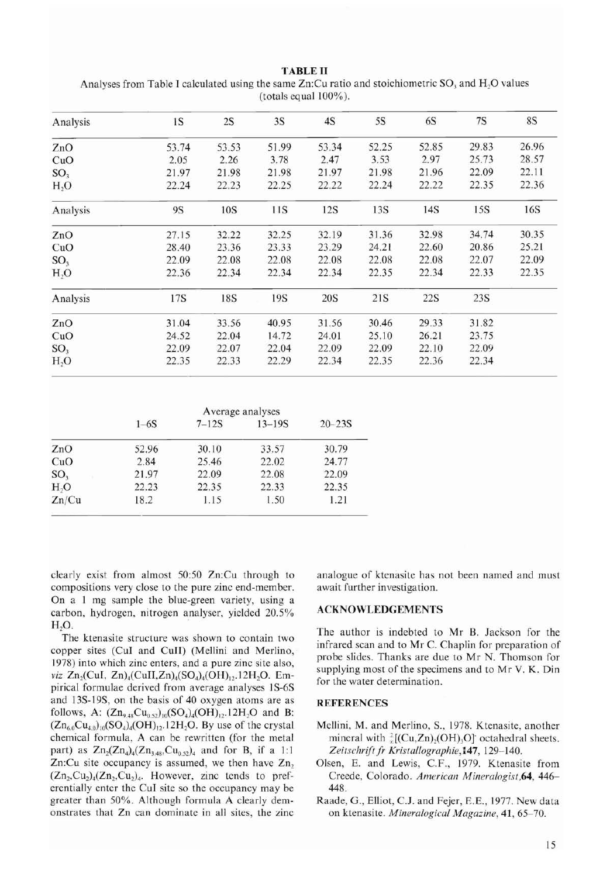**TABLE II**

Analyses from Table I calculated using the same Zn:Cu ratio and stoichiometric $SO_3$ and $H_2O$ values (totals equal 100%).

| Analysis | 1S | 2S | 3S | 4S | 5S | 6S | 7S | 8S |
|---|---|---|---|---|---|---|---|---|
| ZnO | 53.74 | 53.53 | 51.99 | 53.34 | 52.25 | 52.85 | 29.83 | 26.96 |
| CuO | 2.05 | 2.26 | 3.78 | 2.47 | 3.53 | 2.97 | 25.73 | 28.57 |
| $SO_3$ | 21.97 | 21.98 | 21.98 | 21.97 | 21.98 | 21.96 | 22.09 | 22.11 |
| $H_2O$ | 22.24 | 22.23 | 22.25 | 22.22 | 22.24 | 22.22 | 22.35 | 22.36 |
| **Analysis** | **9S** | **10S** | **11S** | **12S** | **13S** | **14S** | **15S** | **16S** |
| ZnO | 27.15 | 32.22 | 32.25 | 32.19 | 31.36 | 32.98 | 34.74 | 30.35 |
| CuO | 28.40 | 23.36 | 23.33 | 23.29 | 24.21 | 22.60 | 20.86 | 25.21 |
| $SO_3$ | 22.09 | 22.08 | 22.08 | 22.08 | 22.08 | 22.08 | 22.07 | 22.09 |
| $H_2O$ | 22.36 | 22.34 | 22.34 | 22.34 | 22.35 | 22.34 | 22.33 | 22.35 |
| **Analysis** | **17S** | **18S** | **19S** | **20S** | **21S** | **22S** | **23S** | |
| ZnO | 31.04 | 33.56 | 40.95 | 31.56 | 30.46 | 29.33 | 31.82 | |
| CuO | 24.52 | 22.04 | 14.72 | 24.01 | 25.10 | 26.21 | 23.75 | |
| $SO_3$ | 22.09 | 22.07 | 22.04 | 22.09 | 22.09 | 22.10 | 22.09 | |
| $H_2O$ | 22.35 | 22.33 | 22.29 | 22.34 | 22.35 | 22.36 | 22.34 | |

| | Average analyses | | | |
|---|---|---|---|---|
| | 1–6S | 7–12S | 13–19S | 20–23S |
| ZnO | 52.96 | 30.10 | 33.57 | 30.79 |
| CuO | 2.84 | 25.46 | 22.02 | 24.77 |
| $SO_3$ | 21.97 | 22.09 | 22.08 | 22.09 |
| $H_2O$ | 22.23 | 22.35 | 22.33 | 22.35 |
| Zn/Cu | 18.2 | 1.15 | 1.50 | 1.21 |

clearly exist from almost 50:50 Zn:Cu through to compositions very close to the pure zinc end-member. On a 1 mg sample the blue-green variety, using a carbon, hydrogen, nitrogen analyser, yielded 20.5% $H_2O$.

The ktenasite structure was shown to contain two copper sites (CuI and CuII) (Mellini and Merlino, 1978) into which zinc enters, and a pure zinc site also, *viz* $Zn_2(CuI, Zn)_4(CuII,Zn)_4(SO_4)_4(OH)_{12}.12H_2O$. Empirical formulae derived from average analyses 1S-6S and 13S-19S, on the basis of 40 oxygen atoms are as follows, A: $(Zn_{9.48}Cu_{0.52})_{10}(SO_4)_4(OH)_{12}.12H_2O$ and B: $(Zn_{6.0}Cu_{4.0})_{10}(SO_4)_4(OH)_{12}.12H_2O$. By use of the crystal chemical formula, A can be rewritten (for the metal part) as $Zn_2(Zn_4)_4(Zn_{3.48},Cu_{0.52})_4$ and for B, if a 1:1 Zn:Cu site occupancy is assumed, we then have $Zn_2(Zn_2,Cu_2)_4(Zn_2,Cu_2)_4$. However, zinc tends to preferentially enter the CuI site so the occupancy may be greater than 50%. Although formula A clearly demonstrates that Zn can dominate in all sites, the zinc analogue of ktenasite has not been named and must await further investigation.

## ACKNOWLEDGEMENTS

The author is indebted to Mr B. Jackson for the infrared scan and to Mr C. Chaplin for preparation of probe slides. Thanks are due to Mr N. Thomson for supplying most of the specimens and to Mr V. K. Din for the water determination.

## REFERENCES

Mellini, M. and Merlino, S., 1978. Ktenasite, another mineral with $^2_\infty[(Cu,Zn)_2(OH)_3O]^-$ octahedral sheets. *Zeitschrift fr Kristallographie*, **147**, 129–140.

Olsen, E. and Lewis, C.F., 1979. Ktenasite from Creede, Colorado. *American Mineralogist*, **64**, 446–448.

Raade, G., Elliot, C.J. and Fejer, E.E., 1977. New data on ktenasite. *Mineralogical Magazine*, **41**, 65–70.